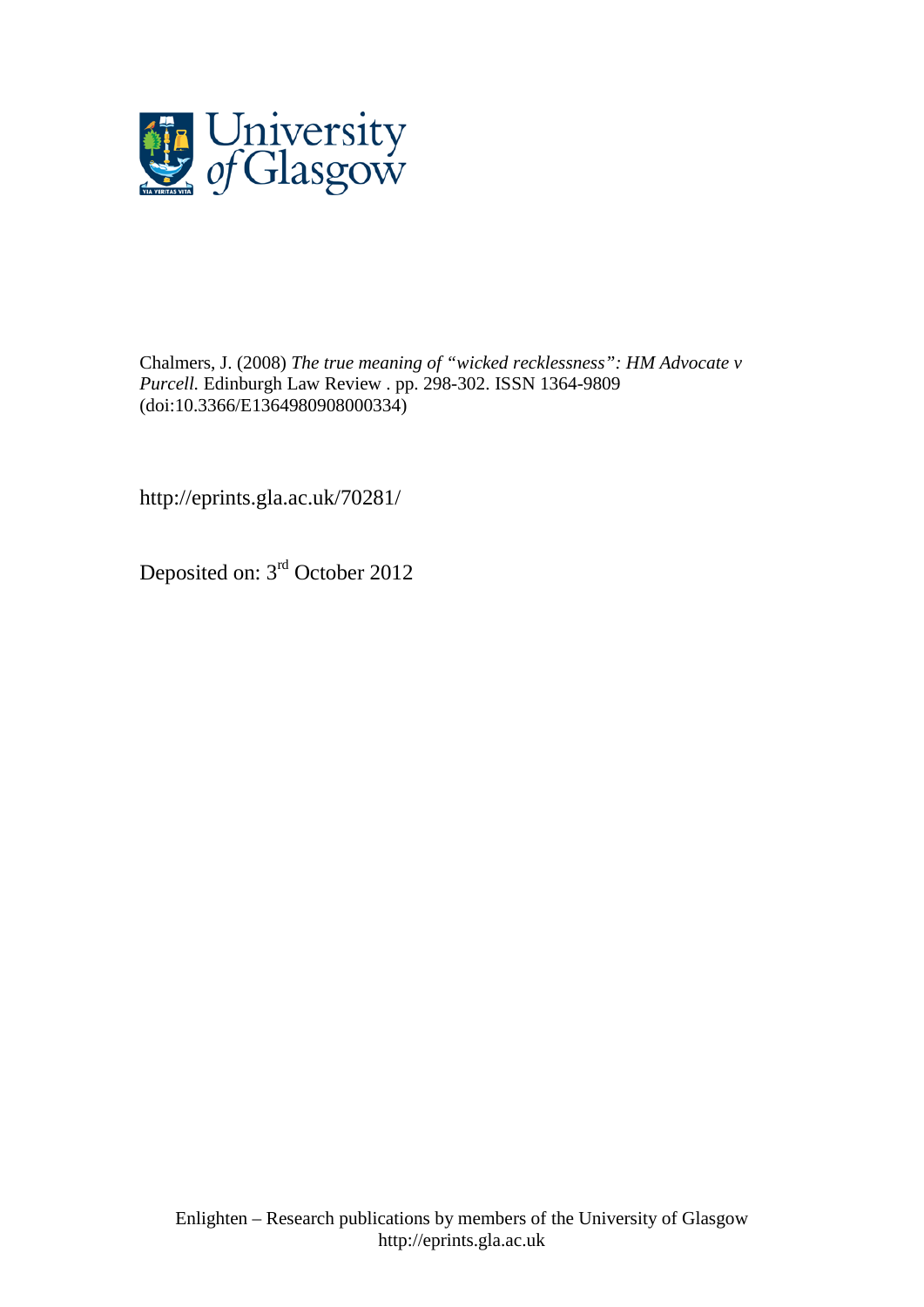University of Glasgow

Chalmers, J. (2008) *The true meaning of "wicked recklessness": HM Advocate v Purcell.* Edinburgh Law Review . pp. 298-302. ISSN 1364-9809 (doi:10.3366/E1364980908000334)

http://eprints.gla.ac.uk/70281/

Deposited on: 3rd October 2012

Enlighten – Research publications by members of the University of Glasgow
http://eprints.gla.ac.uk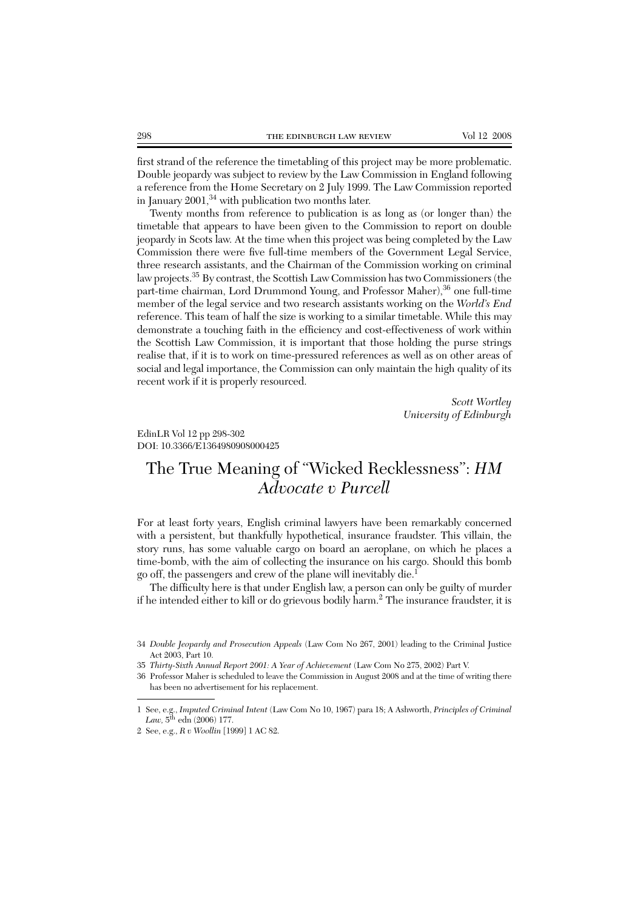first strand of the reference the timetabling of this project may be more problematic. Double jeopardy was subject to review by the Law Commission in England following a reference from the Home Secretary on 2 July 1999. The Law Commission reported in January 2001,[34] with publication two months later.

Twenty months from reference to publication is as long as (or longer than) the timetable that appears to have been given to the Commission to report on double jeopardy in Scots law. At the time when this project was being completed by the Law Commission there were five full-time members of the Government Legal Service, three research assistants, and the Chairman of the Commission working on criminal law projects.[35] By contrast, the Scottish Law Commission has two Commissioners (the part-time chairman, Lord Drummond Young, and Professor Maher),[36] one full-time member of the legal service and two research assistants working on the *World's End* reference. This team of half the size is working to a similar timetable. While this may demonstrate a touching faith in the efficiency and cost-effectiveness of work within the Scottish Law Commission, it is important that those holding the purse strings realise that, if it is to work on time-pressured references as well as on other areas of social and legal importance, the Commission can only maintain the high quality of its recent work if it is properly resourced.

*Scott Wortley*
*University of Edinburgh*

EdinLR Vol 12 pp 298-302
DOI: 10.3366/E1364980908000425

# The True Meaning of "Wicked Recklessness": *HM Advocate v Purcell*

For at least forty years, English criminal lawyers have been remarkably concerned with a persistent, but thankfully hypothetical, insurance fraudster. This villain, the story runs, has some valuable cargo on board an aeroplane, on which he places a time-bomb, with the aim of collecting the insurance on his cargo. Should this bomb go off, the passengers and crew of the plane will inevitably die.[1]

The difficulty here is that under English law, a person can only be guilty of murder if he intended either to kill or do grievous bodily harm.[2] The insurance fraudster, it is

---

34 *Double Jeopardy and Prosecution Appeals* (Law Com No 267, 2001) leading to the Criminal Justice Act 2003, Part 10.

35 *Thirty-Sixth Annual Report 2001: A Year of Achievement* (Law Com No 275, 2002) Part V.

36 Professor Maher is scheduled to leave the Commission in August 2008 and at the time of writing there has been no advertisement for his replacement.

---

1 See, e.g., *Imputed Criminal Intent* (Law Com No 10, 1967) para 18; A Ashworth, *Principles of Criminal Law*, 5th edn (2006) 177.

2 See, e.g., *R v Woollin* [1999] 1 AC 82.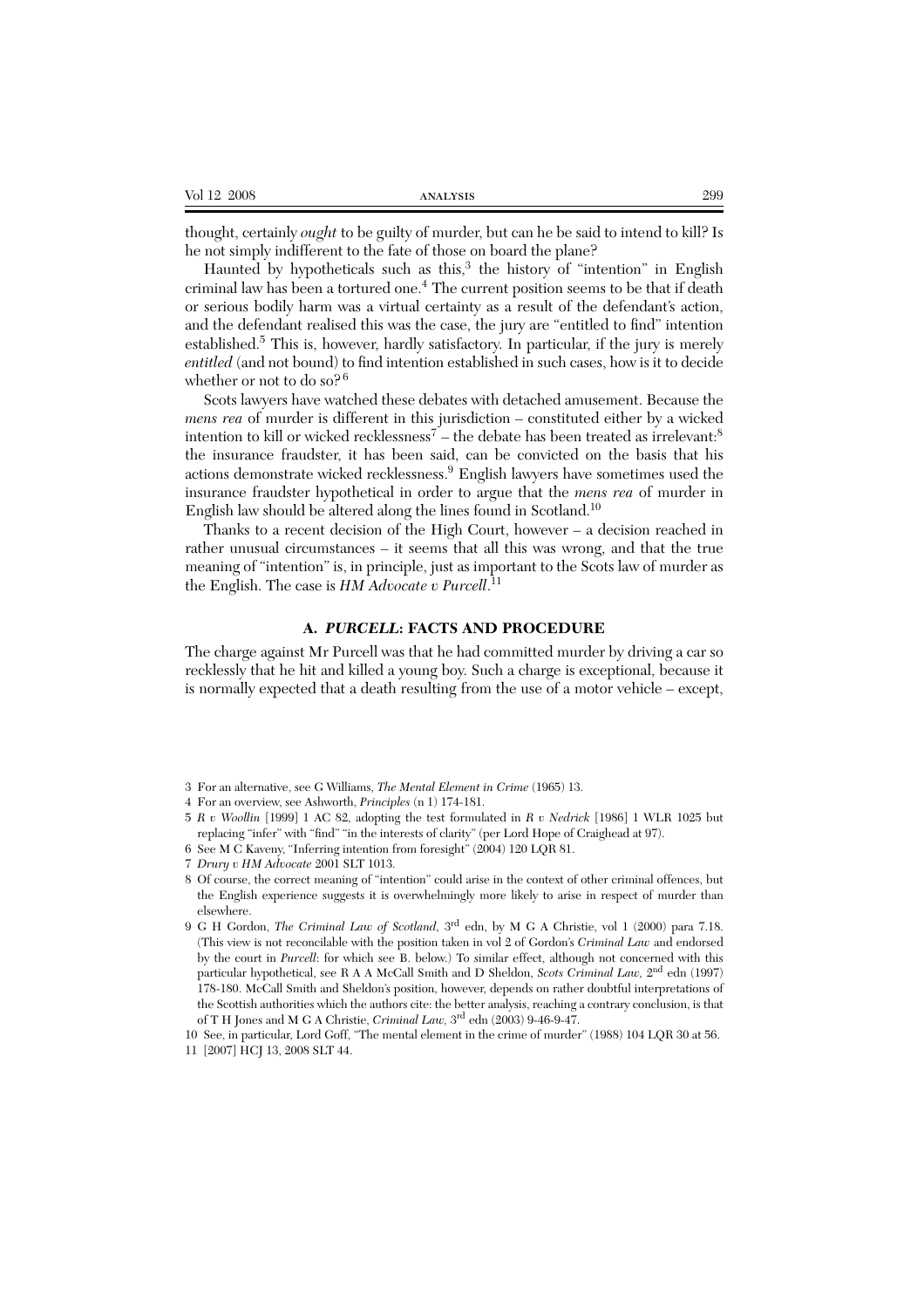thought, certainly *ought* to be guilty of murder, but can he be said to intend to kill? Is he not simply indifferent to the fate of those on board the plane?

Haunted by hypotheticals such as this,[3] the history of "intention" in English criminal law has been a tortured one.[4] The current position seems to be that if death or serious bodily harm was a virtual certainty as a result of the defendant's action, and the defendant realised this was the case, the jury are "entitled to find" intention established.[5] This is, however, hardly satisfactory. In particular, if the jury is merely *entitled* (and not bound) to find intention established in such cases, how is it to decide whether or not to do so?[6]

Scots lawyers have watched these debates with detached amusement. Because the *mens rea* of murder is different in this jurisdiction – constituted either by a wicked intention to kill or wicked recklessness[7] – the debate has been treated as irrelevant:[8] the insurance fraudster, it has been said, can be convicted on the basis that his actions demonstrate wicked recklessness.[9] English lawyers have sometimes used the insurance fraudster hypothetical in order to argue that the *mens rea* of murder in English law should be altered along the lines found in Scotland.[10]

Thanks to a recent decision of the High Court, however – a decision reached in rather unusual circumstances – it seems that all this was wrong, and that the true meaning of "intention" is, in principle, just as important to the Scots law of murder as the English. The case is *HM Advocate v Purcell*.[11]

## A. *PURCELL*: FACTS AND PROCEDURE

The charge against Mr Purcell was that he had committed murder by driving a car so recklessly that he hit and killed a young boy. Such a charge is exceptional, because it is normally expected that a death resulting from the use of a motor vehicle – except,

---

3 For an alternative, see G Williams, *The Mental Element in Crime* (1965) 13.

4 For an overview, see Ashworth, *Principles* (n 1) 174-181.

5 *R v Woollin* [1999] 1 AC 82, adopting the test formulated in *R v Nedrick* [1986] 1 WLR 1025 but replacing "infer" with "find" "in the interests of clarity" (per Lord Hope of Craighead at 97).

6 See M C Kaveny, "Inferring intention from foresight" (2004) 120 LQR 81.

7 *Drury v HM Advocate* 2001 SLT 1013.

8 Of course, the correct meaning of "intention" could arise in the context of other criminal offences, but the English experience suggests it is overwhelmingly more likely to arise in respect of murder than elsewhere.

9 G H Gordon, *The Criminal Law of Scotland*, 3rd edn, by M G A Christie, vol 1 (2000) para 7.18. (This view is not reconcilable with the position taken in vol 2 of Gordon's *Criminal Law* and endorsed by the court in *Purcell*: for which see B. below.) To similar effect, although not concerned with this particular hypothetical, see R A A McCall Smith and D Sheldon, *Scots Criminal Law*, 2nd edn (1997) 178-180. McCall Smith and Sheldon's position, however, depends on rather doubtful interpretations of the Scottish authorities which the authors cite: the better analysis, reaching a contrary conclusion, is that of T H Jones and M G A Christie, *Criminal Law*, 3rd edn (2003) 9-46-9-47.

10 See, in particular, Lord Goff, "The mental element in the crime of murder" (1988) 104 LQR 30 at 56.

11 [2007] HCJ 13, 2008 SLT 44.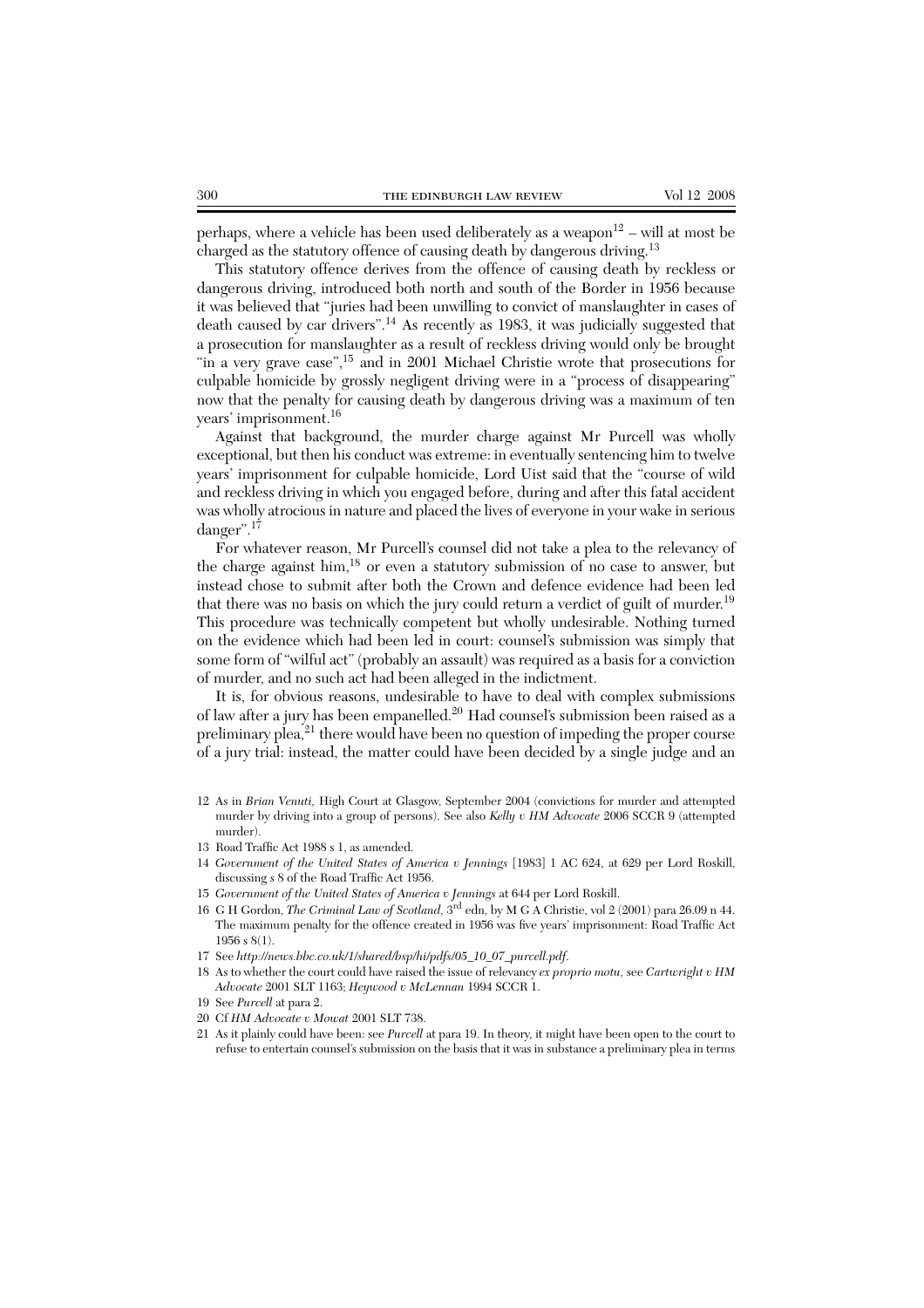perhaps, where a vehicle has been used deliberately as a weapon[12] – will at most be charged as the statutory offence of causing death by dangerous driving.[13]

This statutory offence derives from the offence of causing death by reckless or dangerous driving, introduced both north and south of the Border in 1956 because it was believed that "juries had been unwilling to convict of manslaughter in cases of death caused by car drivers".[14] As recently as 1983, it was judicially suggested that a prosecution for manslaughter as a result of reckless driving would only be brought "in a very grave case",[15] and in 2001 Michael Christie wrote that prosecutions for culpable homicide by grossly negligent driving were in a "process of disappearing" now that the penalty for causing death by dangerous driving was a maximum of ten years' imprisonment.[16]

Against that background, the murder charge against Mr Purcell was wholly exceptional, but then his conduct was extreme: in eventually sentencing him to twelve years' imprisonment for culpable homicide, Lord Uist said that the "course of wild and reckless driving in which you engaged before, during and after this fatal accident was wholly atrocious in nature and placed the lives of everyone in your wake in serious danger".[17]

For whatever reason, Mr Purcell's counsel did not take a plea to the relevancy of the charge against him,[18] or even a statutory submission of no case to answer, but instead chose to submit after both the Crown and defence evidence had been led that there was no basis on which the jury could return a verdict of guilt of murder.[19] This procedure was technically competent but wholly undesirable. Nothing turned on the evidence which had been led in court: counsel's submission was simply that some form of "wilful act" (probably an assault) was required as a basis for a conviction of murder, and no such act had been alleged in the indictment.

It is, for obvious reasons, undesirable to have to deal with complex submissions of law after a jury has been empanelled.[20] Had counsel's submission been raised as a preliminary plea,[21] there would have been no question of impeding the proper course of a jury trial: instead, the matter could have been decided by a single judge and an

12 As in *Brian Venuti*, High Court at Glasgow, September 2004 (convictions for murder and attempted murder by driving into a group of persons). See also *Kelly v HM Advocate* 2006 SCCR 9 (attempted murder).

13 Road Traffic Act 1988 s 1, as amended.

14 *Government of the United States of America v Jennings* [1983] 1 AC 624, at 629 per Lord Roskill, discussing s 8 of the Road Traffic Act 1956.

15 *Government of the United States of America v Jennings* at 644 per Lord Roskill.

16 G H Gordon, *The Criminal Law of Scotland*, 3rd edn, by M G A Christie, vol 2 (2001) para 26.09 n 44. The maximum penalty for the offence created in 1956 was five years' imprisonment: Road Traffic Act 1956 s 8(1).

17 See *http://news.bbc.co.uk/1/shared/bsp/hi/pdfs/05_10_07_purcell.pdf*.

18 As to whether the court could have raised the issue of relevancy *ex proprio motu*, see *Cartwright v HM Advocate* 2001 SLT 1163; *Heywood v McLennan* 1994 SCCR 1.

19 See *Purcell* at para 2.

20 Cf *HM Advocate v Mowat* 2001 SLT 738.

21 As it plainly could have been: see *Purcell* at para 19. In theory, it might have been open to the court to refuse to entertain counsel's submission on the basis that it was in substance a preliminary plea in terms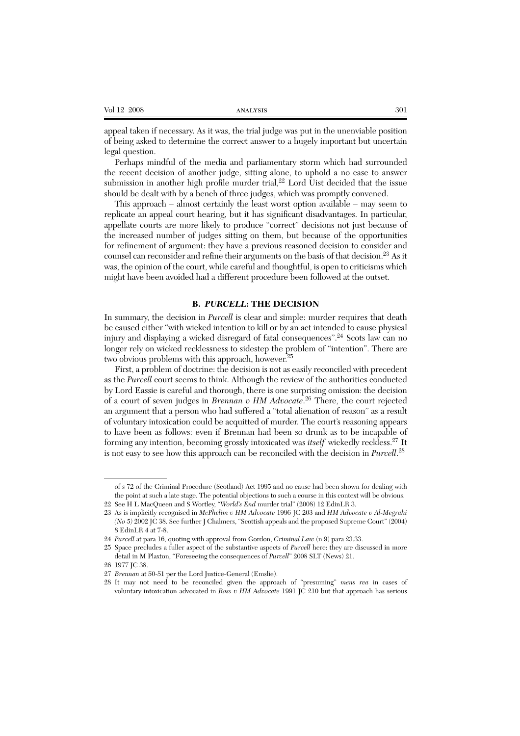appeal taken if necessary. As it was, the trial judge was put in the unenviable position of being asked to determine the correct answer to a hugely important but uncertain legal question.

Perhaps mindful of the media and parliamentary storm which had surrounded the recent decision of another judge, sitting alone, to uphold a no case to answer submission in another high profile murder trial,[22] Lord Uist decided that the issue should be dealt with by a bench of three judges, which was promptly convened.

This approach – almost certainly the least worst option available – may seem to replicate an appeal court hearing, but it has significant disadvantages. In particular, appellate courts are more likely to produce "correct" decisions not just because of the increased number of judges sitting on them, but because of the opportunities for refinement of argument: they have a previous reasoned decision to consider and counsel can reconsider and refine their arguments on the basis of that decision.[23] As it was, the opinion of the court, while careful and thoughtful, is open to criticisms which might have been avoided had a different procedure been followed at the outset.

### B. *PURCELL*: THE DECISION

In summary, the decision in *Purcell* is clear and simple: murder requires that death be caused either "with wicked intention to kill or by an act intended to cause physical injury and displaying a wicked disregard of fatal consequences".[24] Scots law can no longer rely on wicked recklessness to sidestep the problem of "intention". There are two obvious problems with this approach, however.[25]

First, a problem of doctrine: the decision is not as easily reconciled with precedent as the *Purcell* court seems to think. Although the review of the authorities conducted by Lord Eassie is careful and thorough, there is one surprising omission: the decision of a court of seven judges in *Brennan v HM Advocate*.[26] There, the court rejected an argument that a person who had suffered a "total alienation of reason" as a result of voluntary intoxication could be acquitted of murder. The court's reasoning appears to have been as follows: even if Brennan had been so drunk as to be incapable of forming any intention, becoming grossly intoxicated was *itself* wickedly reckless.[27] It is not easy to see how this approach can be reconciled with the decision in *Purcell*.[28]

---

of s 72 of the Criminal Procedure (Scotland) Act 1995 and no cause had been shown for dealing with the point at such a late stage. The potential objections to such a course in this context will be obvious.

22 See H L MacQueen and S Wortley, "*World's End* murder trial" (2008) 12 EdinLR 3.

23 As is implicitly recognised in *McPhelim v HM Advocate* 1996 JC 203 and *HM Advocate v Al-Megrahi (No 5)* 2002 JC 38. See further J Chalmers, "Scottish appeals and the proposed Supreme Court" (2004) 8 EdinLR 4 at 7-8.

24 *Purcell* at para 16, quoting with approval from Gordon, *Criminal Law* (n 9) para 23.33.

25 Space precludes a fuller aspect of the substantive aspects of *Purcell* here: they are discussed in more detail in M Plaxton, "Foreseeing the consequences of *Purcell*" 2008 SLT (News) 21.

26 1977 JC 38.

27 *Brennan* at 50-51 per the Lord Justice-General (Emslie).

28 It may not need to be reconciled given the approach of "presuming" *mens rea* in cases of voluntary intoxication advocated in *Ross v HM Advocate* 1991 JC 210 but that approach has serious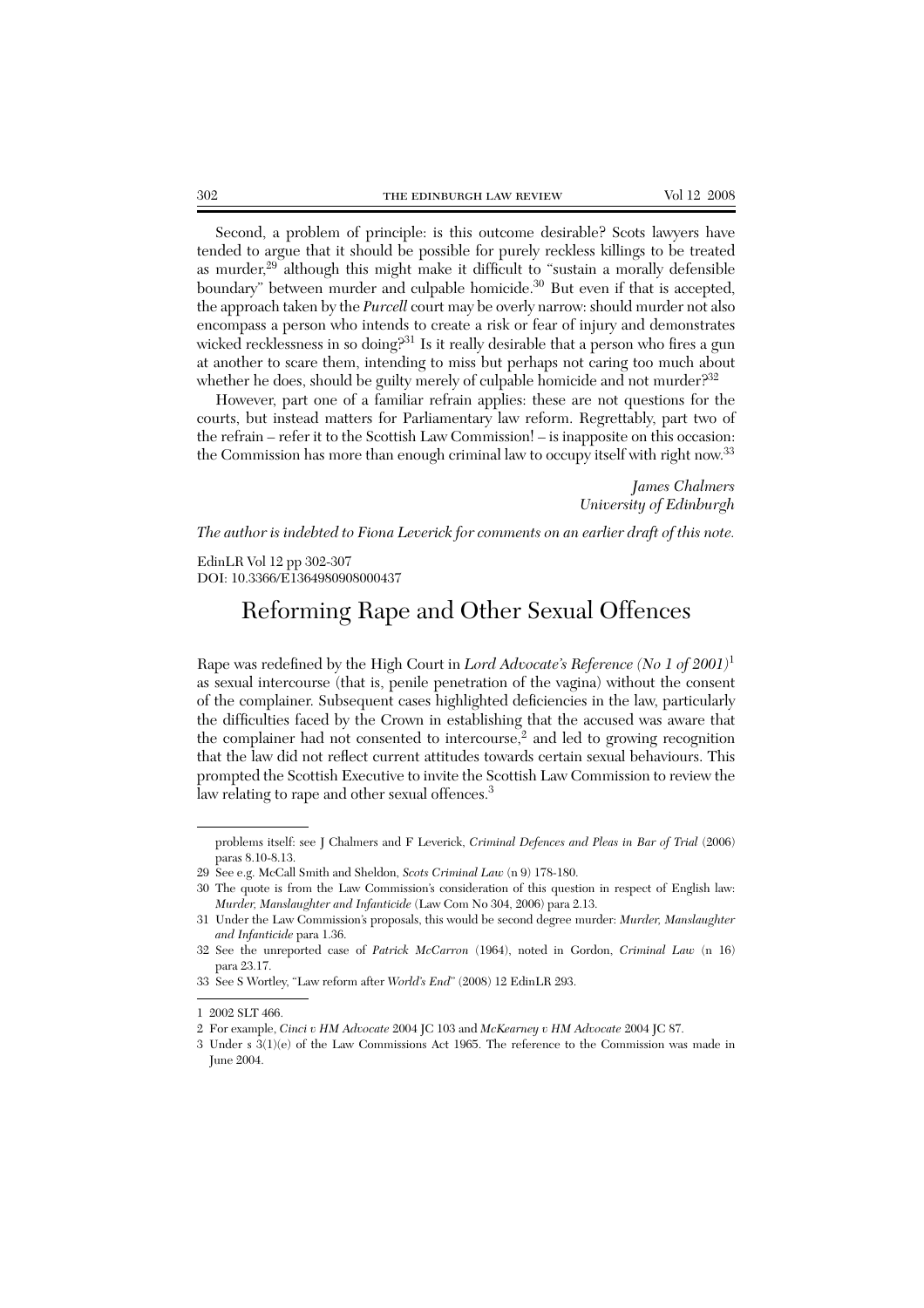Second, a problem of principle: is this outcome desirable? Scots lawyers have tended to argue that it should be possible for purely reckless killings to be treated as murder,[29] although this might make it difficult to "sustain a morally defensible boundary" between murder and culpable homicide.[30] But even if that is accepted, the approach taken by the *Purcell* court may be overly narrow: should murder not also encompass a person who intends to create a risk or fear of injury and demonstrates wicked recklessness in so doing?[31] Is it really desirable that a person who fires a gun at another to scare them, intending to miss but perhaps not caring too much about whether he does, should be guilty merely of culpable homicide and not murder?[32]

However, part one of a familiar refrain applies: these are not questions for the courts, but instead matters for Parliamentary law reform. Regrettably, part two of the refrain – refer it to the Scottish Law Commission! – is inapposite on this occasion: the Commission has more than enough criminal law to occupy itself with right now.[33]

*James Chalmers*
*University of Edinburgh*

*The author is indebted to Fiona Leverick for comments on an earlier draft of this note.*

EdinLR Vol 12 pp 302-307
DOI: 10.3366/E1364980908000437

# Reforming Rape and Other Sexual Offences

Rape was redefined by the High Court in *Lord Advocate's Reference (No 1 of 2001)*[1] as sexual intercourse (that is, penile penetration of the vagina) without the consent of the complainer. Subsequent cases highlighted deficiencies in the law, particularly the difficulties faced by the Crown in establishing that the accused was aware that the complainer had not consented to intercourse,[2] and led to growing recognition that the law did not reflect current attitudes towards certain sexual behaviours. This prompted the Scottish Executive to invite the Scottish Law Commission to review the law relating to rape and other sexual offences.[3]

---

problems itself: see J Chalmers and F Leverick, *Criminal Defences and Pleas in Bar of Trial* (2006) paras 8.10-8.13.

29 See e.g. McCall Smith and Sheldon, *Scots Criminal Law* (n 9) 178-180.

30 The quote is from the Law Commission's consideration of this question in respect of English law: *Murder, Manslaughter and Infanticide* (Law Com No 304, 2006) para 2.13.

31 Under the Law Commission's proposals, this would be second degree murder: *Murder, Manslaughter and Infanticide* para 1.36.

32 See the unreported case of *Patrick McCarron* (1964), noted in Gordon, *Criminal Law* (n 16) para 23.17.

33 See S Wortley, "Law reform after *World's End*" (2008) 12 EdinLR 293.

---

1 2002 SLT 466.

2 For example, *Cinci v HM Advocate* 2004 JC 103 and *McKearney v HM Advocate* 2004 JC 87.

3 Under s 3(1)(e) of the Law Commissions Act 1965. The reference to the Commission was made in June 2004.